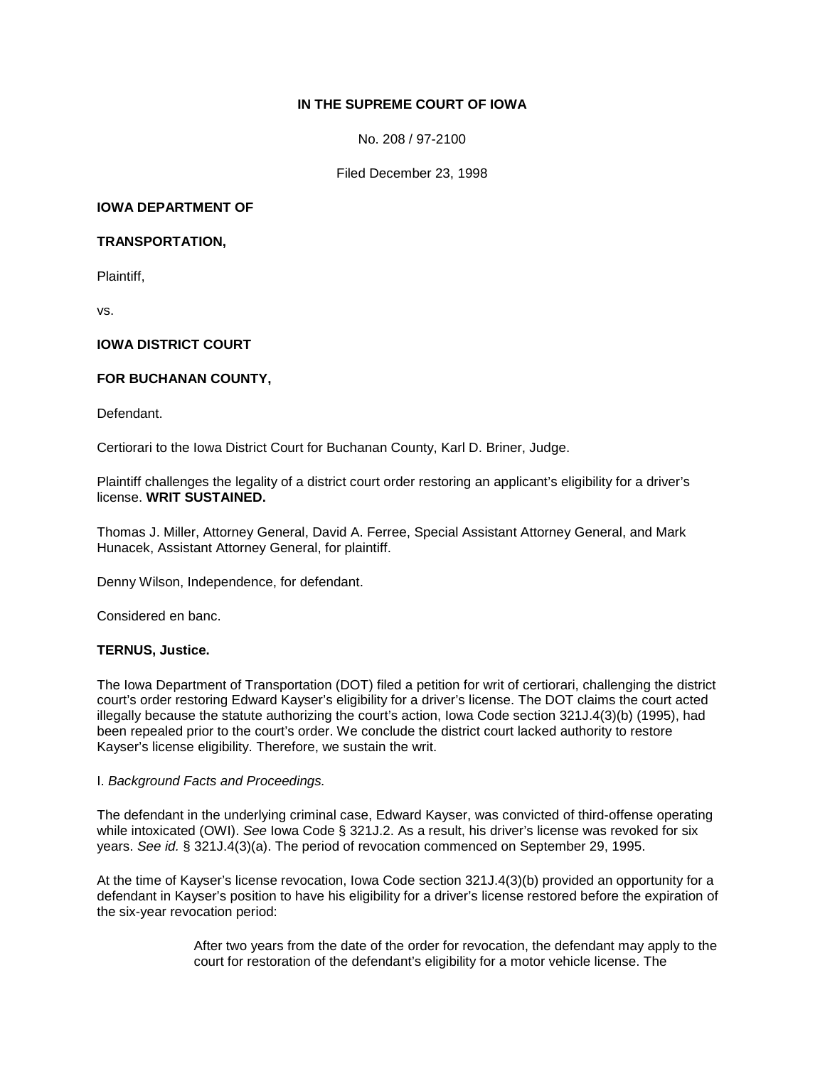**IN THE SUPREME COURT OF IOWA**

No. 208 / 97-2100

Filed December 23, 1998

**IOWA DEPARTMENT OF**

**TRANSPORTATION,**

Plaintiff,

vs.

**IOWA DISTRICT COURT**

**FOR BUCHANAN COUNTY,**

Defendant.

Certiorari to the Iowa District Court for Buchanan County, Karl D. Briner, Judge.

Plaintiff challenges the legality of a district court order restoring an applicant's eligibility for a driver's license. **WRIT SUSTAINED.**

Thomas J. Miller, Attorney General, David A. Ferree, Special Assistant Attorney General, and Mark Hunacek, Assistant Attorney General, for plaintiff.

Denny Wilson, Independence, for defendant.

Considered en banc.

**TERNUS, Justice.**

The Iowa Department of Transportation (DOT) filed a petition for writ of certiorari, challenging the district court's order restoring Edward Kayser's eligibility for a driver's license. The DOT claims the court acted illegally because the statute authorizing the court's action, Iowa Code section 321J.4(3)(b) (1995), had been repealed prior to the court's order. We conclude the district court lacked authority to restore Kayser's license eligibility. Therefore, we sustain the writ.

I. *Background Facts and Proceedings.*

The defendant in the underlying criminal case, Edward Kayser, was convicted of third-offense operating while intoxicated (OWI). *See* Iowa Code § 321J.2. As a result, his driver's license was revoked for six years. *See id.* § 321J.4(3)(a). The period of revocation commenced on September 29, 1995.

At the time of Kayser's license revocation, Iowa Code section 321J.4(3)(b) provided an opportunity for a defendant in Kayser's position to have his eligibility for a driver's license restored before the expiration of the six-year revocation period:

> After two years from the date of the order for revocation, the defendant may apply to the court for restoration of the defendant's eligibility for a motor vehicle license. The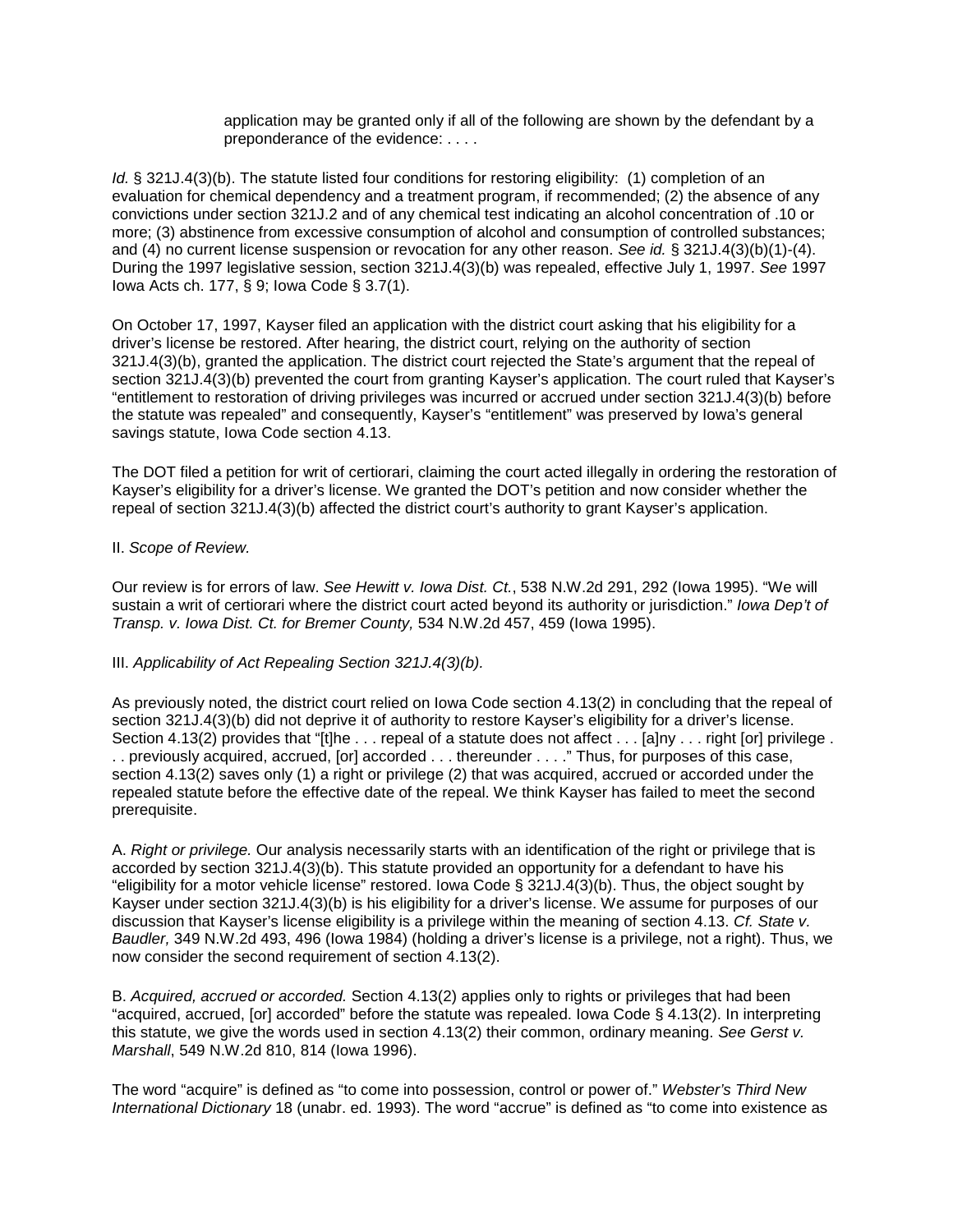> application may be granted only if all of the following are shown by the defendant by a preponderance of the evidence: . . . .

*Id.* § 321J.4(3)(b). The statute listed four conditions for restoring eligibility: (1) completion of an evaluation for chemical dependency and a treatment program, if recommended; (2) the absence of any convictions under section 321J.2 and of any chemical test indicating an alcohol concentration of .10 or more; (3) abstinence from excessive consumption of alcohol and consumption of controlled substances; and (4) no current license suspension or revocation for any other reason. *See id.* § 321J.4(3)(b)(1)-(4). During the 1997 legislative session, section 321J.4(3)(b) was repealed, effective July 1, 1997. *See* 1997 Iowa Acts ch. 177, § 9; Iowa Code § 3.7(1).

On October 17, 1997, Kayser filed an application with the district court asking that his eligibility for a driver's license be restored. After hearing, the district court, relying on the authority of section 321J.4(3)(b), granted the application. The district court rejected the State's argument that the repeal of section 321J.4(3)(b) prevented the court from granting Kayser's application. The court ruled that Kayser's "entitlement to restoration of driving privileges was incurred or accrued under section 321J.4(3)(b) before the statute was repealed" and consequently, Kayser's "entitlement" was preserved by Iowa's general savings statute, Iowa Code section 4.13.

The DOT filed a petition for writ of certiorari, claiming the court acted illegally in ordering the restoration of Kayser's eligibility for a driver's license. We granted the DOT's petition and now consider whether the repeal of section 321J.4(3)(b) affected the district court's authority to grant Kayser's application.

II. *Scope of Review.*

Our review is for errors of law. *See Hewitt v. Iowa Dist. Ct.*, 538 N.W.2d 291, 292 (Iowa 1995). "We will sustain a writ of certiorari where the district court acted beyond its authority or jurisdiction." *Iowa Dep't of Transp. v. Iowa Dist. Ct. for Bremer County,* 534 N.W.2d 457, 459 (Iowa 1995).

III. *Applicability of Act Repealing Section 321J.4(3)(b).*

As previously noted, the district court relied on Iowa Code section 4.13(2) in concluding that the repeal of section 321J.4(3)(b) did not deprive it of authority to restore Kayser's eligibility for a driver's license. Section 4.13(2) provides that "[t]he . . . repeal of a statute does not affect . . . [a]ny . . . right [or] privilege . . . previously acquired, accrued, [or] accorded . . . thereunder . . . ." Thus, for purposes of this case, section 4.13(2) saves only (1) a right or privilege (2) that was acquired, accrued or accorded under the repealed statute before the effective date of the repeal. We think Kayser has failed to meet the second prerequisite.

A. *Right or privilege.* Our analysis necessarily starts with an identification of the right or privilege that is accorded by section 321J.4(3)(b). This statute provided an opportunity for a defendant to have his "eligibility for a motor vehicle license" restored. Iowa Code § 321J.4(3)(b). Thus, the object sought by Kayser under section 321J.4(3)(b) is his eligibility for a driver's license. We assume for purposes of our discussion that Kayser's license eligibility is a privilege within the meaning of section 4.13. *Cf. State v. Baudler,* 349 N.W.2d 493, 496 (Iowa 1984) (holding a driver's license is a privilege, not a right). Thus, we now consider the second requirement of section 4.13(2).

B. *Acquired, accrued or accorded.* Section 4.13(2) applies only to rights or privileges that had been "acquired, accrued, [or] accorded" before the statute was repealed. Iowa Code § 4.13(2). In interpreting this statute, we give the words used in section 4.13(2) their common, ordinary meaning. *See Gerst v. Marshall*, 549 N.W.2d 810, 814 (Iowa 1996).

The word "acquire" is defined as "to come into possession, control or power of." *Webster's Third New International Dictionary* 18 (unabr. ed. 1993). The word "accrue" is defined as "to come into existence as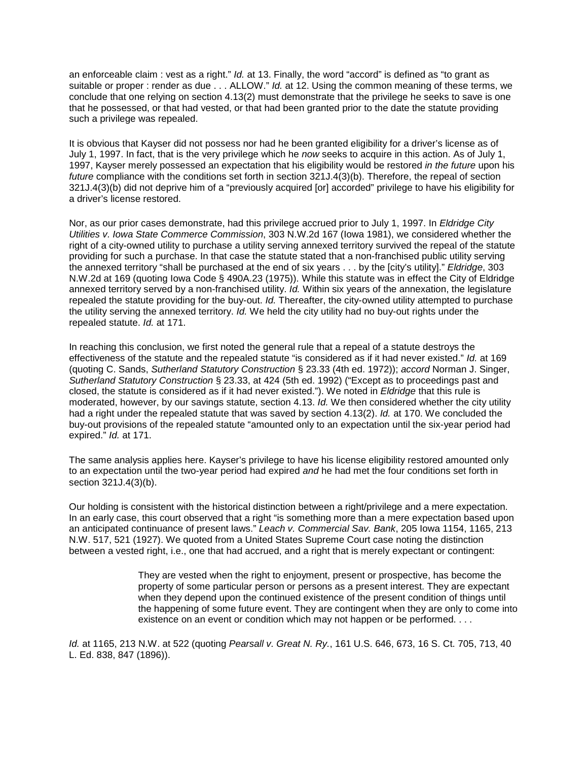an enforceable claim : vest as a right." *Id.* at 13. Finally, the word "accord" is defined as "to grant as suitable or proper : render as due . . . ALLOW." *Id.* at 12. Using the common meaning of these terms, we conclude that one relying on section 4.13(2) must demonstrate that the privilege he seeks to save is one that he possessed, or that had vested, or that had been granted prior to the date the statute providing such a privilege was repealed.

It is obvious that Kayser did not possess nor had he been granted eligibility for a driver's license as of July 1, 1997. In fact, that is the very privilege which he *now* seeks to acquire in this action. As of July 1, 1997, Kayser merely possessed an expectation that his eligibility would be restored *in the future* upon his *future* compliance with the conditions set forth in section 321J.4(3)(b). Therefore, the repeal of section 321J.4(3)(b) did not deprive him of a "previously acquired [or] accorded" privilege to have his eligibility for a driver's license restored.

Nor, as our prior cases demonstrate, had this privilege accrued prior to July 1, 1997. In *Eldridge City Utilities v. Iowa State Commerce Commission*, 303 N.W.2d 167 (Iowa 1981), we considered whether the right of a city-owned utility to purchase a utility serving annexed territory survived the repeal of the statute providing for such a purchase. In that case the statute stated that a non-franchised public utility serving the annexed territory "shall be purchased at the end of six years . . . by the [city's utility]." *Eldridge*, 303 N.W.2d at 169 (quoting Iowa Code § 490A.23 (1975)). While this statute was in effect the City of Eldridge annexed territory served by a non-franchised utility. *Id.* Within six years of the annexation, the legislature repealed the statute providing for the buy-out. *Id.* Thereafter, the city-owned utility attempted to purchase the utility serving the annexed territory. *Id.* We held the city utility had no buy-out rights under the repealed statute. *Id.* at 171.

In reaching this conclusion, we first noted the general rule that a repeal of a statute destroys the effectiveness of the statute and the repealed statute "is considered as if it had never existed." *Id.* at 169 (quoting C. Sands, *Sutherland Statutory Construction* § 23.33 (4th ed. 1972)); *accord* Norman J. Singer, *Sutherland Statutory Construction* § 23.33, at 424 (5th ed. 1992) ("Except as to proceedings past and closed, the statute is considered as if it had never existed."). We noted in *Eldridge* that this rule is moderated, however, by our savings statute, section 4.13. *Id.* We then considered whether the city utility had a right under the repealed statute that was saved by section 4.13(2). *Id.* at 170. We concluded the buy-out provisions of the repealed statute "amounted only to an expectation until the six-year period had expired." *Id.* at 171.

The same analysis applies here. Kayser's privilege to have his license eligibility restored amounted only to an expectation until the two-year period had expired *and* he had met the four conditions set forth in section 321J.4(3)(b).

Our holding is consistent with the historical distinction between a right/privilege and a mere expectation. In an early case, this court observed that a right "is something more than a mere expectation based upon an anticipated continuance of present laws." *Leach v. Commercial Sav. Bank*, 205 Iowa 1154, 1165, 213 N.W. 517, 521 (1927). We quoted from a United States Supreme Court case noting the distinction between a vested right, i.e., one that had accrued, and a right that is merely expectant or contingent:

> They are vested when the right to enjoyment, present or prospective, has become the property of some particular person or persons as a present interest. They are expectant when they depend upon the continued existence of the present condition of things until the happening of some future event. They are contingent when they are only to come into existence on an event or condition which may not happen or be performed. . . .

*Id.* at 1165, 213 N.W. at 522 (quoting *Pearsall v. Great N. Ry.*, 161 U.S. 646, 673, 16 S. Ct. 705, 713, 40 L. Ed. 838, 847 (1896)).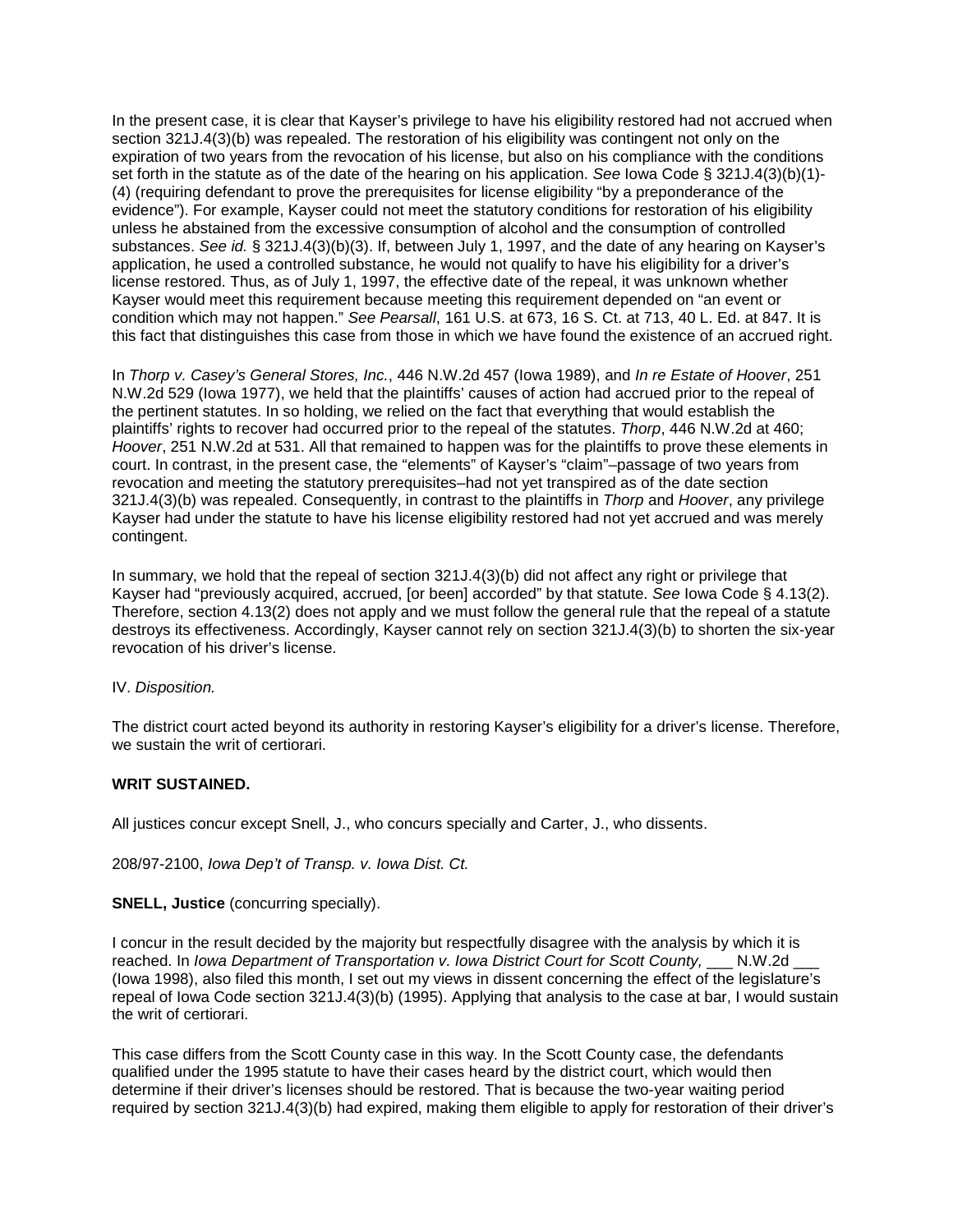In the present case, it is clear that Kayser's privilege to have his eligibility restored had not accrued when section 321J.4(3)(b) was repealed. The restoration of his eligibility was contingent not only on the expiration of two years from the revocation of his license, but also on his compliance with the conditions set forth in the statute as of the date of the hearing on his application. *See* Iowa Code § 321J.4(3)(b)(1)-(4) (requiring defendant to prove the prerequisites for license eligibility "by a preponderance of the evidence"). For example, Kayser could not meet the statutory conditions for restoration of his eligibility unless he abstained from the excessive consumption of alcohol and the consumption of controlled substances. *See id.* § 321J.4(3)(b)(3). If, between July 1, 1997, and the date of any hearing on Kayser's application, he used a controlled substance, he would not qualify to have his eligibility for a driver's license restored. Thus, as of July 1, 1997, the effective date of the repeal, it was unknown whether Kayser would meet this requirement because meeting this requirement depended on "an event or condition which may not happen." *See Pearsall*, 161 U.S. at 673, 16 S. Ct. at 713, 40 L. Ed. at 847. It is this fact that distinguishes this case from those in which we have found the existence of an accrued right.

In *Thorp v. Casey's General Stores, Inc.*, 446 N.W.2d 457 (Iowa 1989), and *In re Estate of Hoover*, 251 N.W.2d 529 (Iowa 1977), we held that the plaintiffs' causes of action had accrued prior to the repeal of the pertinent statutes. In so holding, we relied on the fact that everything that would establish the plaintiffs' rights to recover had occurred prior to the repeal of the statutes. *Thorp*, 446 N.W.2d at 460; *Hoover*, 251 N.W.2d at 531. All that remained to happen was for the plaintiffs to prove these elements in court. In contrast, in the present case, the "elements" of Kayser's "claim"–passage of two years from revocation and meeting the statutory prerequisites–had not yet transpired as of the date section 321J.4(3)(b) was repealed. Consequently, in contrast to the plaintiffs in *Thorp* and *Hoover*, any privilege Kayser had under the statute to have his license eligibility restored had not yet accrued and was merely contingent.

In summary, we hold that the repeal of section 321J.4(3)(b) did not affect any right or privilege that Kayser had "previously acquired, accrued, [or been] accorded" by that statute. *See* Iowa Code § 4.13(2). Therefore, section 4.13(2) does not apply and we must follow the general rule that the repeal of a statute destroys its effectiveness. Accordingly, Kayser cannot rely on section 321J.4(3)(b) to shorten the six-year revocation of his driver's license.

IV. *Disposition.*

The district court acted beyond its authority in restoring Kayser's eligibility for a driver's license. Therefore, we sustain the writ of certiorari.

**WRIT SUSTAINED.**

All justices concur except Snell, J., who concurs specially and Carter, J., who dissents.

208/97-2100, *Iowa Dep't of Transp. v. Iowa Dist. Ct.*

**SNELL, Justice** (concurring specially).

I concur in the result decided by the majority but respectfully disagree with the analysis by which it is reached. In *Iowa Department of Transportation v. Iowa District Court for Scott County,* ___ N.W.2d ___ (Iowa 1998), also filed this month, I set out my views in dissent concerning the effect of the legislature's repeal of Iowa Code section 321J.4(3)(b) (1995). Applying that analysis to the case at bar, I would sustain the writ of certiorari.

This case differs from the Scott County case in this way. In the Scott County case, the defendants qualified under the 1995 statute to have their cases heard by the district court, which would then determine if their driver's licenses should be restored. That is because the two-year waiting period required by section 321J.4(3)(b) had expired, making them eligible to apply for restoration of their driver's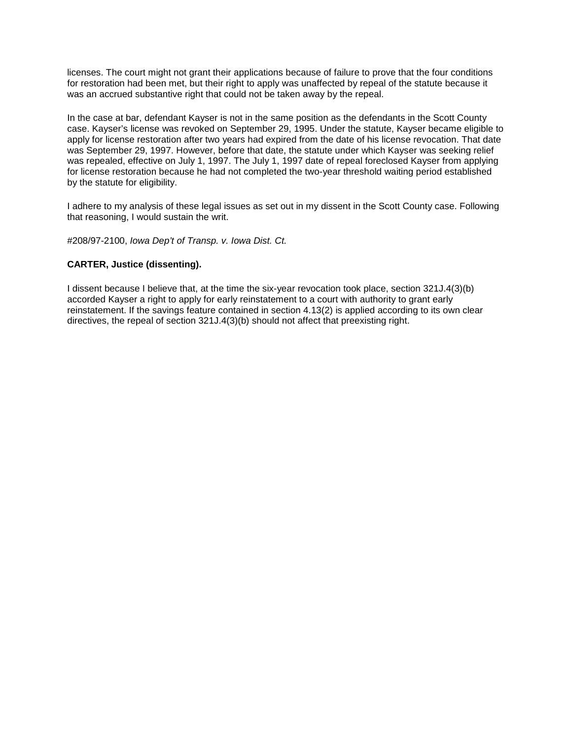licenses. The court might not grant their applications because of failure to prove that the four conditions for restoration had been met, but their right to apply was unaffected by repeal of the statute because it was an accrued substantive right that could not be taken away by the repeal.

In the case at bar, defendant Kayser is not in the same position as the defendants in the Scott County case. Kayser's license was revoked on September 29, 1995. Under the statute, Kayser became eligible to apply for license restoration after two years had expired from the date of his license revocation. That date was September 29, 1997. However, before that date, the statute under which Kayser was seeking relief was repealed, effective on July 1, 1997. The July 1, 1997 date of repeal foreclosed Kayser from applying for license restoration because he had not completed the two-year threshold waiting period established by the statute for eligibility.

I adhere to my analysis of these legal issues as set out in my dissent in the Scott County case. Following that reasoning, I would sustain the writ.

#208/97-2100, *Iowa Dep't of Transp. v. Iowa Dist. Ct.*

**CARTER, Justice (dissenting).**

I dissent because I believe that, at the time the six-year revocation took place, section 321J.4(3)(b) accorded Kayser a right to apply for early reinstatement to a court with authority to grant early reinstatement. If the savings feature contained in section 4.13(2) is applied according to its own clear directives, the repeal of section 321J.4(3)(b) should not affect that preexisting right.